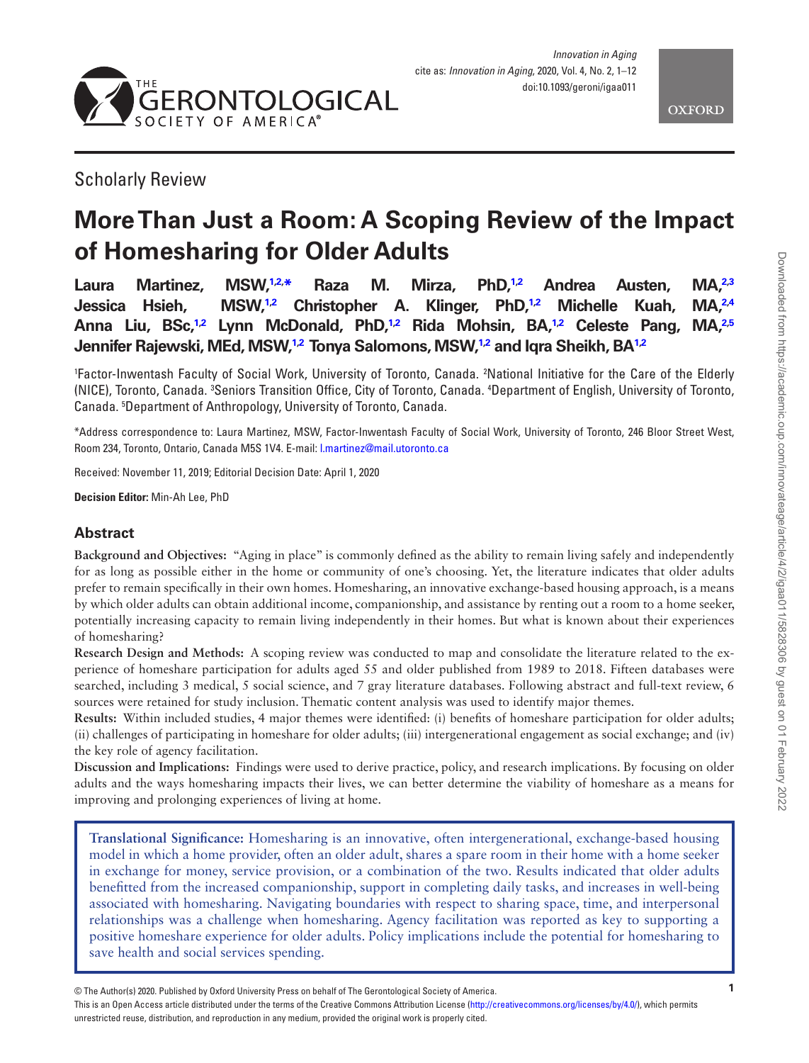Scholarly Review

# More Than Just a Room: A Scoping Review of the Impact of Homesharing for Older Adults

**Laura Martinez, MSW,[1,2,*] Raza M. Mirza, PhD,[1,2] Andrea Austen, MA,[2,3] Jessica Hsieh, MSW,[1,2] Christopher A. Klinger, PhD,[1,2] Michelle Kuah, MA,[2,4] Anna Liu, BSc,[1,2] Lynn McDonald, PhD,[1,2] Rida Mohsin, BA,[1,2] Celeste Pang, MA,[2,5] Jennifer Rajewski, MEd, MSW,[1,2] Tonya Salomons, MSW,[1,2] and Iqra Sheikh, BA[1,2]**

[1]Factor-Inwentash Faculty of Social Work, University of Toronto, Canada. [2]National Initiative for the Care of the Elderly (NICE), Toronto, Canada. [3]Seniors Transition Office, City of Toronto, Canada. [4]Department of English, University of Toronto, Canada. [5]Department of Anthropology, University of Toronto, Canada.

*Address correspondence to: Laura Martinez, MSW, Factor-Inwentash Faculty of Social Work, University of Toronto, 246 Bloor Street West, Room 234, Toronto, Ontario, Canada M5S 1V4. E-mail: l.martinez@mail.utoronto.ca

Received: November 11, 2019; Editorial Decision Date: April 1, 2020

**Decision Editor:** Min-Ah Lee, PhD

## Abstract

**Background and Objectives:** "Aging in place" is commonly defined as the ability to remain living safely and independently for as long as possible either in the home or community of one's choosing. Yet, the literature indicates that older adults prefer to remain specifically in their own homes. Homesharing, an innovative exchange-based housing approach, is a means by which older adults can obtain additional income, companionship, and assistance by renting out a room to a home seeker, potentially increasing capacity to remain living independently in their homes. But what is known about their experiences of homesharing?

**Research Design and Methods:** A scoping review was conducted to map and consolidate the literature related to the experience of homeshare participation for adults aged 55 and older published from 1989 to 2018. Fifteen databases were searched, including 3 medical, 5 social science, and 7 gray literature databases. Following abstract and full-text review, 6 sources were retained for study inclusion. Thematic content analysis was used to identify major themes.

**Results:** Within included studies, 4 major themes were identified: (i) benefits of homeshare participation for older adults; (ii) challenges of participating in homeshare for older adults; (iii) intergenerational engagement as social exchange; and (iv) the key role of agency facilitation.

**Discussion and Implications:** Findings were used to derive practice, policy, and research implications. By focusing on older adults and the ways homesharing impacts their lives, we can better determine the viability of homeshare as a means for improving and prolonging experiences of living at home.

**Translational Significance:** Homesharing is an innovative, often intergenerational, exchange-based housing model in which a home provider, often an older adult, shares a spare room in their home with a home seeker in exchange for money, service provision, or a combination of the two. Results indicated that older adults benefitted from the increased companionship, support in completing daily tasks, and increases in well-being associated with homesharing. Navigating boundaries with respect to sharing space, time, and interpersonal relationships was a challenge when homesharing. Agency facilitation was reported as key to supporting a positive homeshare experience for older adults. Policy implications include the potential for homesharing to save health and social services spending.

© The Author(s) 2020. Published by Oxford University Press on behalf of The Gerontological Society of America.
This is an Open Access article distributed under the terms of the Creative Commons Attribution License (http://creativecommons.org/licenses/by/4.0/), which permits unrestricted reuse, distribution, and reproduction in any medium, provided the original work is properly cited.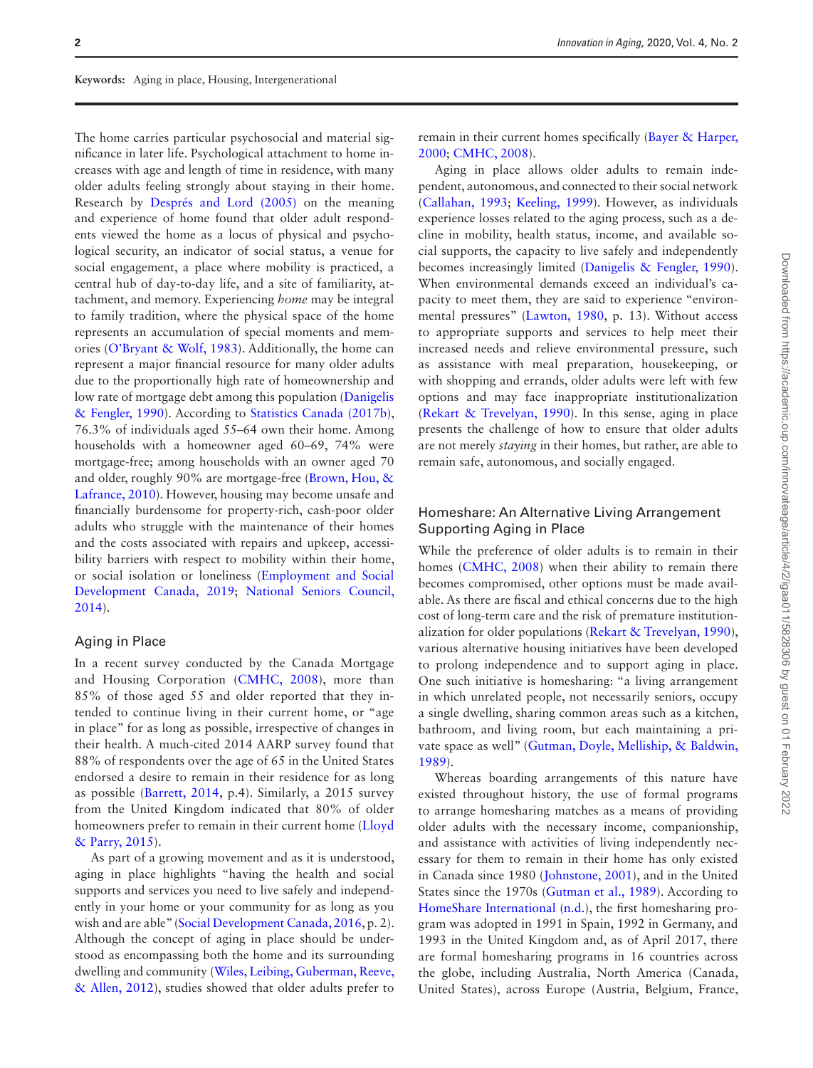**Keywords:** Aging in place, Housing, Intergenerational

The home carries particular psychosocial and material significance in later life. Psychological attachment to home increases with age and length of time in residence, with many older adults feeling strongly about staying in their home. Research by Després and Lord (2005) on the meaning and experience of home found that older adult respondents viewed the home as a locus of physical and psychological security, an indicator of social status, a venue for social engagement, a place where mobility is practiced, a central hub of day-to-day life, and a site of familiarity, attachment, and memory. Experiencing *home* may be integral to family tradition, where the physical space of the home represents an accumulation of special moments and memories (O'Bryant & Wolf, 1983). Additionally, the home can represent a major financial resource for many older adults due to the proportionally high rate of homeownership and low rate of mortgage debt among this population (Danigelis & Fengler, 1990). According to Statistics Canada (2017b), 76.3% of individuals aged 55–64 own their home. Among households with a homeowner aged 60–69, 74% were mortgage-free; among households with an owner aged 70 and older, roughly 90% are mortgage-free (Brown, Hou, & Lafrance, 2010). However, housing may become unsafe and financially burdensome for property-rich, cash-poor older adults who struggle with the maintenance of their homes and the costs associated with repairs and upkeep, accessibility barriers with respect to mobility within their home, or social isolation or loneliness (Employment and Social Development Canada, 2019; National Seniors Council, 2014).

## Aging in Place

In a recent survey conducted by the Canada Mortgage and Housing Corporation (CMHC, 2008), more than 85% of those aged 55 and older reported that they intended to continue living in their current home, or "age in place" for as long as possible, irrespective of changes in their health. A much-cited 2014 AARP survey found that 88% of respondents over the age of 65 in the United States endorsed a desire to remain in their residence for as long as possible (Barrett, 2014, p.4). Similarly, a 2015 survey from the United Kingdom indicated that 80% of older homeowners prefer to remain in their current home (Lloyd & Parry, 2015).

As part of a growing movement and as it is understood, aging in place highlights "having the health and social supports and services you need to live safely and independently in your home or your community for as long as you wish and are able" (Social Development Canada, 2016, p. 2). Although the concept of aging in place should be understood as encompassing both the home and its surrounding dwelling and community (Wiles, Leibing, Guberman, Reeve, & Allen, 2012), studies showed that older adults prefer to remain in their current homes specifically (Bayer & Harper, 2000; CMHC, 2008).

Aging in place allows older adults to remain independent, autonomous, and connected to their social network (Callahan, 1993; Keeling, 1999). However, as individuals experience losses related to the aging process, such as a decline in mobility, health status, income, and available social supports, the capacity to live safely and independently becomes increasingly limited (Danigelis & Fengler, 1990). When environmental demands exceed an individual's capacity to meet them, they are said to experience "environmental pressures" (Lawton, 1980, p. 13). Without access to appropriate supports and services to help meet their increased needs and relieve environmental pressure, such as assistance with meal preparation, housekeeping, or with shopping and errands, older adults were left with few options and may face inappropriate institutionalization (Rekart & Trevelyan, 1990). In this sense, aging in place presents the challenge of how to ensure that older adults are not merely *staying* in their homes, but rather, are able to remain safe, autonomous, and socially engaged.

## Homeshare: An Alternative Living Arrangement Supporting Aging in Place

While the preference of older adults is to remain in their homes (CMHC, 2008) when their ability to remain there becomes compromised, other options must be made available. As there are fiscal and ethical concerns due to the high cost of long-term care and the risk of premature institutionalization for older populations (Rekart & Trevelyan, 1990), various alternative housing initiatives have been developed to prolong independence and to support aging in place. One such initiative is homesharing: "a living arrangement in which unrelated people, not necessarily seniors, occupy a single dwelling, sharing common areas such as a kitchen, bathroom, and living room, but each maintaining a private space as well" (Gutman, Doyle, Melliship, & Baldwin, 1989).

Whereas boarding arrangements of this nature have existed throughout history, the use of formal programs to arrange homesharing matches as a means of providing older adults with the necessary income, companionship, and assistance with activities of living independently necessary for them to remain in their home has only existed in Canada since 1980 (Johnstone, 2001), and in the United States since the 1970s (Gutman et al., 1989). According to HomeShare International (n.d.), the first homesharing program was adopted in 1991 in Spain, 1992 in Germany, and 1993 in the United Kingdom and, as of April 2017, there are formal homesharing programs in 16 countries across the globe, including Australia, North America (Canada, United States), across Europe (Austria, Belgium, France,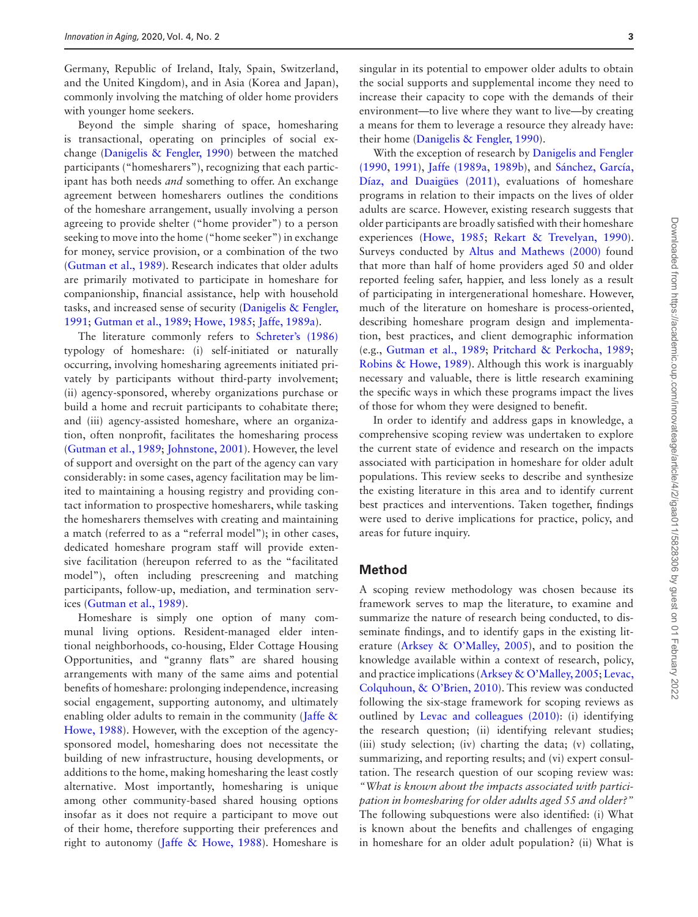Germany, Republic of Ireland, Italy, Spain, Switzerland, and the United Kingdom), and in Asia (Korea and Japan), commonly involving the matching of older home providers with younger home seekers.

Beyond the simple sharing of space, homesharing is transactional, operating on principles of social exchange (Danigelis & Fengler, 1990) between the matched participants ("homesharers"), recognizing that each participant has both needs *and* something to offer. An exchange agreement between homesharers outlines the conditions of the homeshare arrangement, usually involving a person agreeing to provide shelter ("home provider") to a person seeking to move into the home ("home seeker") in exchange for money, service provision, or a combination of the two (Gutman et al., 1989). Research indicates that older adults are primarily motivated to participate in homeshare for companionship, financial assistance, help with household tasks, and increased sense of security (Danigelis & Fengler, 1991; Gutman et al., 1989; Howe, 1985; Jaffe, 1989a).

The literature commonly refers to Schreter's (1986) typology of homeshare: (i) self-initiated or naturally occurring, involving homesharing agreements initiated privately by participants without third-party involvement; (ii) agency-sponsored, whereby organizations purchase or build a home and recruit participants to cohabitate there; and (iii) agency-assisted homeshare, where an organization, often nonprofit, facilitates the homesharing process (Gutman et al., 1989; Johnstone, 2001). However, the level of support and oversight on the part of the agency can vary considerably: in some cases, agency facilitation may be limited to maintaining a housing registry and providing contact information to prospective homesharers, while tasking the homesharers themselves with creating and maintaining a match (referred to as a "referral model"); in other cases, dedicated homeshare program staff will provide extensive facilitation (hereupon referred to as the "facilitated model"), often including prescreening and matching participants, follow-up, mediation, and termination services (Gutman et al., 1989).

Homeshare is simply one option of many communal living options. Resident-managed elder intentional neighborhoods, co-housing, Elder Cottage Housing Opportunities, and "granny flats" are shared housing arrangements with many of the same aims and potential benefits of homeshare: prolonging independence, increasing social engagement, supporting autonomy, and ultimately enabling older adults to remain in the community (Jaffe & Howe, 1988). However, with the exception of the agency-sponsored model, homesharing does not necessitate the building of new infrastructure, housing developments, or additions to the home, making homesharing the least costly alternative. Most importantly, homesharing is unique among other community-based shared housing options insofar as it does not require a participant to move out of their home, therefore supporting their preferences and right to autonomy (Jaffe & Howe, 1988). Homeshare is singular in its potential to empower older adults to obtain the social supports and supplemental income they need to increase their capacity to cope with the demands of their environment—to live where they want to live—by creating a means for them to leverage a resource they already have: their home (Danigelis & Fengler, 1990).

With the exception of research by Danigelis and Fengler (1990, 1991), Jaffe (1989a, 1989b), and Sánchez, García, Díaz, and Duaigües (2011), evaluations of homeshare programs in relation to their impacts on the lives of older adults are scarce. However, existing research suggests that older participants are broadly satisfied with their homeshare experiences (Howe, 1985; Rekart & Trevelyan, 1990). Surveys conducted by Altus and Mathews (2000) found that more than half of home providers aged 50 and older reported feeling safer, happier, and less lonely as a result of participating in intergenerational homeshare. However, much of the literature on homeshare is process-oriented, describing homeshare program design and implementation, best practices, and client demographic information (e.g., Gutman et al., 1989; Pritchard & Perkocha, 1989; Robins & Howe, 1989). Although this work is inarguably necessary and valuable, there is little research examining the specific ways in which these programs impact the lives of those for whom they were designed to benefit.

In order to identify and address gaps in knowledge, a comprehensive scoping review was undertaken to explore the current state of evidence and research on the impacts associated with participation in homeshare for older adult populations. This review seeks to describe and synthesize the existing literature in this area and to identify current best practices and interventions. Taken together, findings were used to derive implications for practice, policy, and areas for future inquiry.

## Method

A scoping review methodology was chosen because its framework serves to map the literature, to examine and summarize the nature of research being conducted, to disseminate findings, and to identify gaps in the existing literature (Arksey & O'Malley, 2005), and to position the knowledge available within a context of research, policy, and practice implications (Arksey & O'Malley, 2005; Levac, Colquhoun, & O'Brien, 2010). This review was conducted following the six-stage framework for scoping reviews as outlined by Levac and colleagues (2010): (i) identifying the research question; (ii) identifying relevant studies; (iii) study selection; (iv) charting the data; (v) collating, summarizing, and reporting results; and (vi) expert consultation. The research question of our scoping review was: *"What is known about the impacts associated with participation in homesharing for older adults aged 55 and older?"* The following subquestions were also identified: (i) What is known about the benefits and challenges of engaging in homeshare for an older adult population? (ii) What is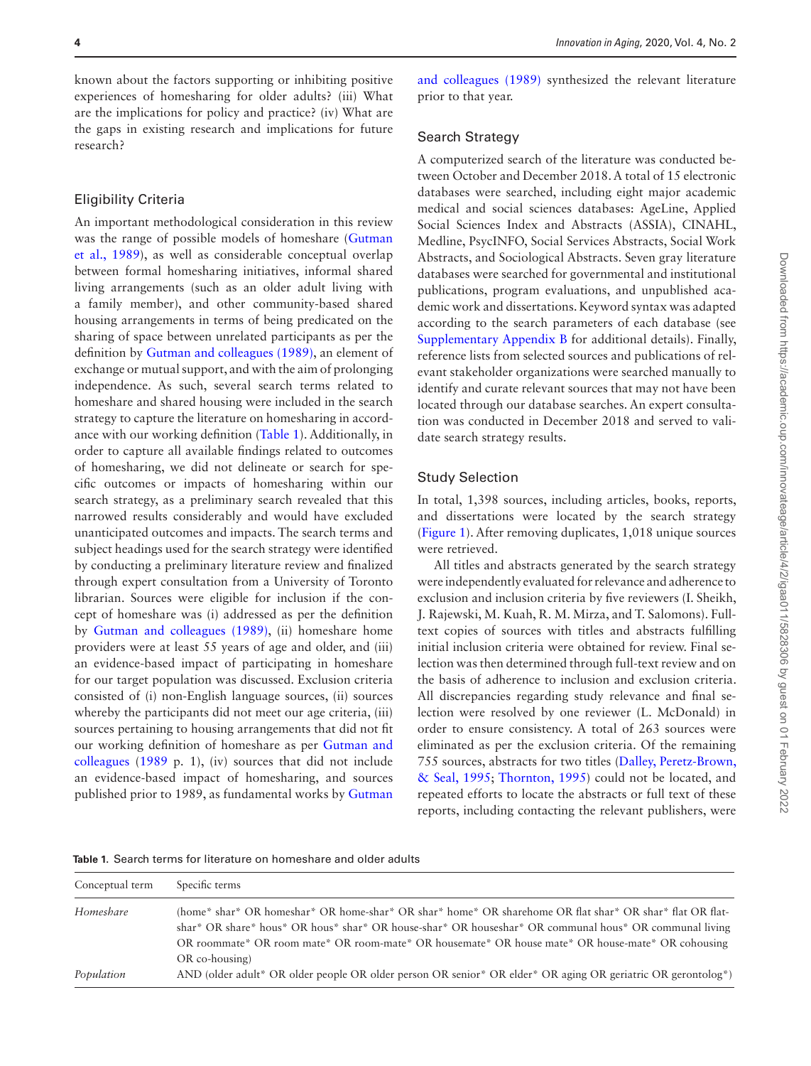known about the factors supporting or inhibiting positive experiences of homesharing for older adults? (iii) What are the implications for policy and practice? (iv) What are the gaps in existing research and implications for future research?

## Eligibility Criteria

An important methodological consideration in this review was the range of possible models of homeshare (Gutman et al., 1989), as well as considerable conceptual overlap between formal homesharing initiatives, informal shared living arrangements (such as an older adult living with a family member), and other community-based shared housing arrangements in terms of being predicated on the sharing of space between unrelated participants as per the definition by Gutman and colleagues (1989), an element of exchange or mutual support, and with the aim of prolonging independence. As such, several search terms related to homeshare and shared housing were included in the search strategy to capture the literature on homesharing in accordance with our working definition (Table 1). Additionally, in order to capture all available findings related to outcomes of homesharing, we did not delineate or search for specific outcomes or impacts of homesharing within our search strategy, as a preliminary search revealed that this narrowed results considerably and would have excluded unanticipated outcomes and impacts. The search terms and subject headings used for the search strategy were identified by conducting a preliminary literature review and finalized through expert consultation from a University of Toronto librarian. Sources were eligible for inclusion if the concept of homeshare was (i) addressed as per the definition by Gutman and colleagues (1989), (ii) homeshare home providers were at least 55 years of age and older, and (iii) an evidence-based impact of participating in homeshare for our target population was discussed. Exclusion criteria consisted of (i) non-English language sources, (ii) sources whereby the participants did not meet our age criteria, (iii) sources pertaining to housing arrangements that did not fit our working definition of homeshare as per Gutman and colleagues (1989 p. 1), (iv) sources that did not include an evidence-based impact of homesharing, and sources published prior to 1989, as fundamental works by Gutman and colleagues (1989) synthesized the relevant literature prior to that year.

## Search Strategy

A computerized search of the literature was conducted between October and December 2018. A total of 15 electronic databases were searched, including eight major academic medical and social sciences databases: AgeLine, Applied Social Sciences Index and Abstracts (ASSIA), CINAHL, Medline, PsycINFO, Social Services Abstracts, Social Work Abstracts, and Sociological Abstracts. Seven gray literature databases were searched for governmental and institutional publications, program evaluations, and unpublished academic work and dissertations. Keyword syntax was adapted according to the search parameters of each database (see Supplementary Appendix B for additional details). Finally, reference lists from selected sources and publications of relevant stakeholder organizations were searched manually to identify and curate relevant sources that may not have been located through our database searches. An expert consultation was conducted in December 2018 and served to validate search strategy results.

## Study Selection

In total, 1,398 sources, including articles, books, reports, and dissertations were located by the search strategy (Figure 1). After removing duplicates, 1,018 unique sources were retrieved.

All titles and abstracts generated by the search strategy were independently evaluated for relevance and adherence to exclusion and inclusion criteria by five reviewers (I. Sheikh, J. Rajewski, M. Kuah, R. M. Mirza, and T. Salomons). Full-text copies of sources with titles and abstracts fulfilling initial inclusion criteria were obtained for review. Final selection was then determined through full-text review and on the basis of adherence to inclusion and exclusion criteria. All discrepancies regarding study relevance and final selection were resolved by one reviewer (L. McDonald) in order to ensure consistency. A total of 263 sources were eliminated as per the exclusion criteria. Of the remaining 755 sources, abstracts for two titles (Dalley, Peretz-Brown, & Seal, 1995; Thornton, 1995) could not be located, and repeated efforts to locate the abstracts or full text of these reports, including contacting the relevant publishers, were

**Table 1.** Search terms for literature on homeshare and older adults

| Conceptual term | Specific terms |
|---|---|
| *Homeshare* | (home* shar* OR homeshar* OR home-shar* OR shar* home* OR sharehome OR flat shar* OR shar* flat OR flat-shar* OR share* hous* OR hous* shar* OR house-shar* OR houseshar* OR communal hous* OR communal living OR roommate* OR room mate* OR room-mate* OR housemate* OR house mate* OR house-mate* OR cohousing OR co-housing) |
| *Population* | AND (older adult* OR older people OR older person OR senior* OR elder* OR aging OR geriatric OR gerontolog*) |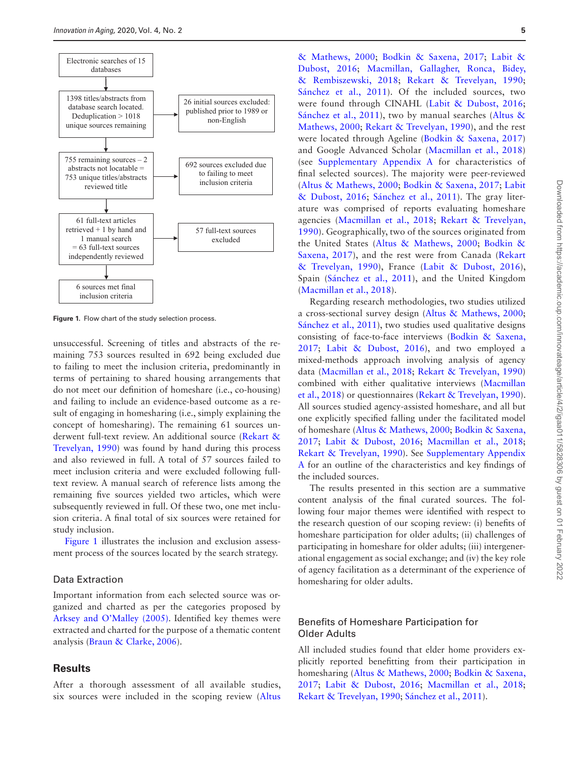Electronic searches of 15 databases

1398 titles/abstracts from database search located. Deduplication > 1018 unique sources remaining

26 initial sources excluded: published prior to 1989 or non-English

755 remaining sources – 2 abstracts not locatable = 753 unique titles/abstracts reviewed title

692 sources excluded due to failing to meet inclusion criteria

61 full-text articles retrieved + 1 by hand and 1 manual search = 63 full-text sources independently reviewed

57 full-text sources excluded

6 sources met final inclusion criteria

**Figure 1.** Flow chart of the study selection process.

unsuccessful. Screening of titles and abstracts of the remaining 753 sources resulted in 692 being excluded due to failing to meet the inclusion criteria, predominantly in terms of pertaining to shared housing arrangements that do not meet our definition of homeshare (i.e., co-housing) and failing to include an evidence-based outcome as a result of engaging in homesharing (i.e., simply explaining the concept of homesharing). The remaining 61 sources underwent full-text review. An additional source (Rekart & Trevelyan, 1990) was found by hand during this process and also reviewed in full. A total of 57 sources failed to meet inclusion criteria and were excluded following full-text review. A manual search of reference lists among the remaining five sources yielded two articles, which were subsequently reviewed in full. Of these two, one met inclusion criteria. A final total of six sources were retained for study inclusion.

Figure 1 illustrates the inclusion and exclusion assessment process of the sources located by the search strategy.

## Data Extraction

Important information from each selected source was organized and charted as per the categories proposed by Arksey and O'Malley (2005). Identified key themes were extracted and charted for the purpose of a thematic content analysis (Braun & Clarke, 2006).

# Results

After a thorough assessment of all available studies, six sources were included in the scoping review (Altus & Mathews, 2000; Bodkin & Saxena, 2017; Labit & Dubost, 2016; Macmillan, Gallagher, Ronca, Bidey, & Rembiszewski, 2018; Rekart & Trevelyan, 1990; Sánchez et al., 2011). Of the included sources, two were found through CINAHL (Labit & Dubost, 2016; Sánchez et al., 2011), two by manual searches (Altus & Mathews, 2000; Rekart & Trevelyan, 1990), and the rest were located through Ageline (Bodkin & Saxena, 2017) and Google Advanced Scholar (Macmillan et al., 2018) (see Supplementary Appendix A for characteristics of final selected sources). The majority were peer-reviewed (Altus & Mathews, 2000; Bodkin & Saxena, 2017; Labit & Dubost, 2016; Sánchez et al., 2011). The gray literature was comprised of reports evaluating homeshare agencies (Macmillan et al., 2018; Rekart & Trevelyan, 1990). Geographically, two of the sources originated from the United States (Altus & Mathews, 2000; Bodkin & Saxena, 2017), and the rest were from Canada (Rekart & Trevelyan, 1990), France (Labit & Dubost, 2016), Spain (Sánchez et al., 2011), and the United Kingdom (Macmillan et al., 2018).

Regarding research methodologies, two studies utilized a cross-sectional survey design (Altus & Mathews, 2000; Sánchez et al., 2011), two studies used qualitative designs consisting of face-to-face interviews (Bodkin & Saxena, 2017; Labit & Dubost, 2016), and two employed a mixed-methods approach involving analysis of agency data (Macmillan et al., 2018; Rekart & Trevelyan, 1990) combined with either qualitative interviews (Macmillan et al., 2018) or questionnaires (Rekart & Trevelyan, 1990). All sources studied agency-assisted homeshare, and all but one explicitly specified falling under the facilitated model of homeshare (Altus & Mathews, 2000; Bodkin & Saxena, 2017; Labit & Dubost, 2016; Macmillan et al., 2018; Rekart & Trevelyan, 1990). See Supplementary Appendix A for an outline of the characteristics and key findings of the included sources.

The results presented in this section are a summative content analysis of the final curated sources. The following four major themes were identified with respect to the research question of our scoping review: (i) benefits of homeshare participation for older adults; (ii) challenges of participating in homeshare for older adults; (iii) intergenerational engagement as social exchange; and (iv) the key role of agency facilitation as a determinant of the experience of homesharing for older adults.

## Benefits of Homeshare Participation for Older Adults

All included studies found that elder home providers explicitly reported benefitting from their participation in homesharing (Altus & Mathews, 2000; Bodkin & Saxena, 2017; Labit & Dubost, 2016; Macmillan et al., 2018; Rekart & Trevelyan, 1990; Sánchez et al., 2011).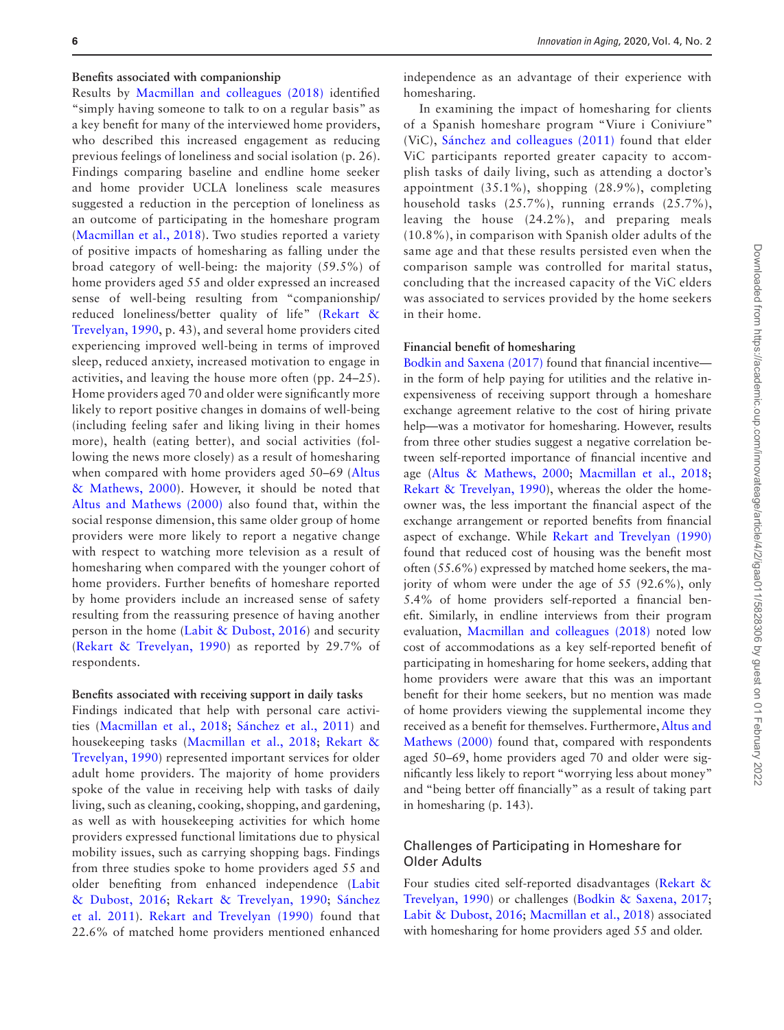#### Benefits associated with companionship

Results by Macmillan and colleagues (2018) identified "simply having someone to talk to on a regular basis" as a key benefit for many of the interviewed home providers, who described this increased engagement as reducing previous feelings of loneliness and social isolation (p. 26). Findings comparing baseline and endline home seeker and home provider UCLA loneliness scale measures suggested a reduction in the perception of loneliness as an outcome of participating in the homeshare program (Macmillan et al., 2018). Two studies reported a variety of positive impacts of homesharing as falling under the broad category of well-being: the majority (59.5%) of home providers aged 55 and older expressed an increased sense of well-being resulting from "companionship/reduced loneliness/better quality of life" (Rekart & Trevelyan, 1990, p. 43), and several home providers cited experiencing improved well-being in terms of improved sleep, reduced anxiety, increased motivation to engage in activities, and leaving the house more often (pp. 24–25). Home providers aged 70 and older were significantly more likely to report positive changes in domains of well-being (including feeling safer and liking living in their homes more), health (eating better), and social activities (following the news more closely) as a result of homesharing when compared with home providers aged 50–69 (Altus & Mathews, 2000). However, it should be noted that Altus and Mathews (2000) also found that, within the social response dimension, this same older group of home providers were more likely to report a negative change with respect to watching more television as a result of homesharing when compared with the younger cohort of home providers. Further benefits of homeshare reported by home providers include an increased sense of safety resulting from the reassuring presence of having another person in the home (Labit & Dubost, 2016) and security (Rekart & Trevelyan, 1990) as reported by 29.7% of respondents.

#### Benefits associated with receiving support in daily tasks

Findings indicated that help with personal care activities (Macmillan et al., 2018; Sánchez et al., 2011) and housekeeping tasks (Macmillan et al., 2018; Rekart & Trevelyan, 1990) represented important services for older adult home providers. The majority of home providers spoke of the value in receiving help with tasks of daily living, such as cleaning, cooking, shopping, and gardening, as well as with housekeeping activities for which home providers expressed functional limitations due to physical mobility issues, such as carrying shopping bags. Findings from three studies spoke to home providers aged 55 and older benefiting from enhanced independence (Labit & Dubost, 2016; Rekart & Trevelyan, 1990; Sánchez et al. 2011). Rekart and Trevelyan (1990) found that 22.6% of matched home providers mentioned enhanced independence as an advantage of their experience with homesharing.

In examining the impact of homesharing for clients of a Spanish homeshare program "Viure i Coniviure" (ViC), Sánchez and colleagues (2011) found that elder ViC participants reported greater capacity to accomplish tasks of daily living, such as attending a doctor's appointment (35.1%), shopping (28.9%), completing household tasks (25.7%), running errands (25.7%), leaving the house (24.2%), and preparing meals (10.8%), in comparison with Spanish older adults of the same age and that these results persisted even when the comparison sample was controlled for marital status, concluding that the increased capacity of the ViC elders was associated to services provided by the home seekers in their home.

#### Financial benefit of homesharing

Bodkin and Saxena (2017) found that financial incentive—in the form of help paying for utilities and the relative inexpensiveness of receiving support through a homeshare exchange agreement relative to the cost of hiring private help—was a motivator for homesharing. However, results from three other studies suggest a negative correlation between self-reported importance of financial incentive and age (Altus & Mathews, 2000; Macmillan et al., 2018; Rekart & Trevelyan, 1990), whereas the older the homeowner was, the less important the financial aspect of the exchange arrangement or reported benefits from financial aspect of exchange. While Rekart and Trevelyan (1990) found that reduced cost of housing was the benefit most often (55.6%) expressed by matched home seekers, the majority of whom were under the age of 55 (92.6%), only 5.4% of home providers self-reported a financial benefit. Similarly, in endline interviews from their program evaluation, Macmillan and colleagues (2018) noted low cost of accommodations as a key self-reported benefit of participating in homesharing for home seekers, adding that home providers were aware that this was an important benefit for their home seekers, but no mention was made of home providers viewing the supplemental income they received as a benefit for themselves. Furthermore, Altus and Mathews (2000) found that, compared with respondents aged 50–69, home providers aged 70 and older were significantly less likely to report "worrying less about money" and "being better off financially" as a result of taking part in homesharing (p. 143).

### Challenges of Participating in Homeshare for Older Adults

Four studies cited self-reported disadvantages (Rekart & Trevelyan, 1990) or challenges (Bodkin & Saxena, 2017; Labit & Dubost, 2016; Macmillan et al., 2018) associated with homesharing for home providers aged 55 and older.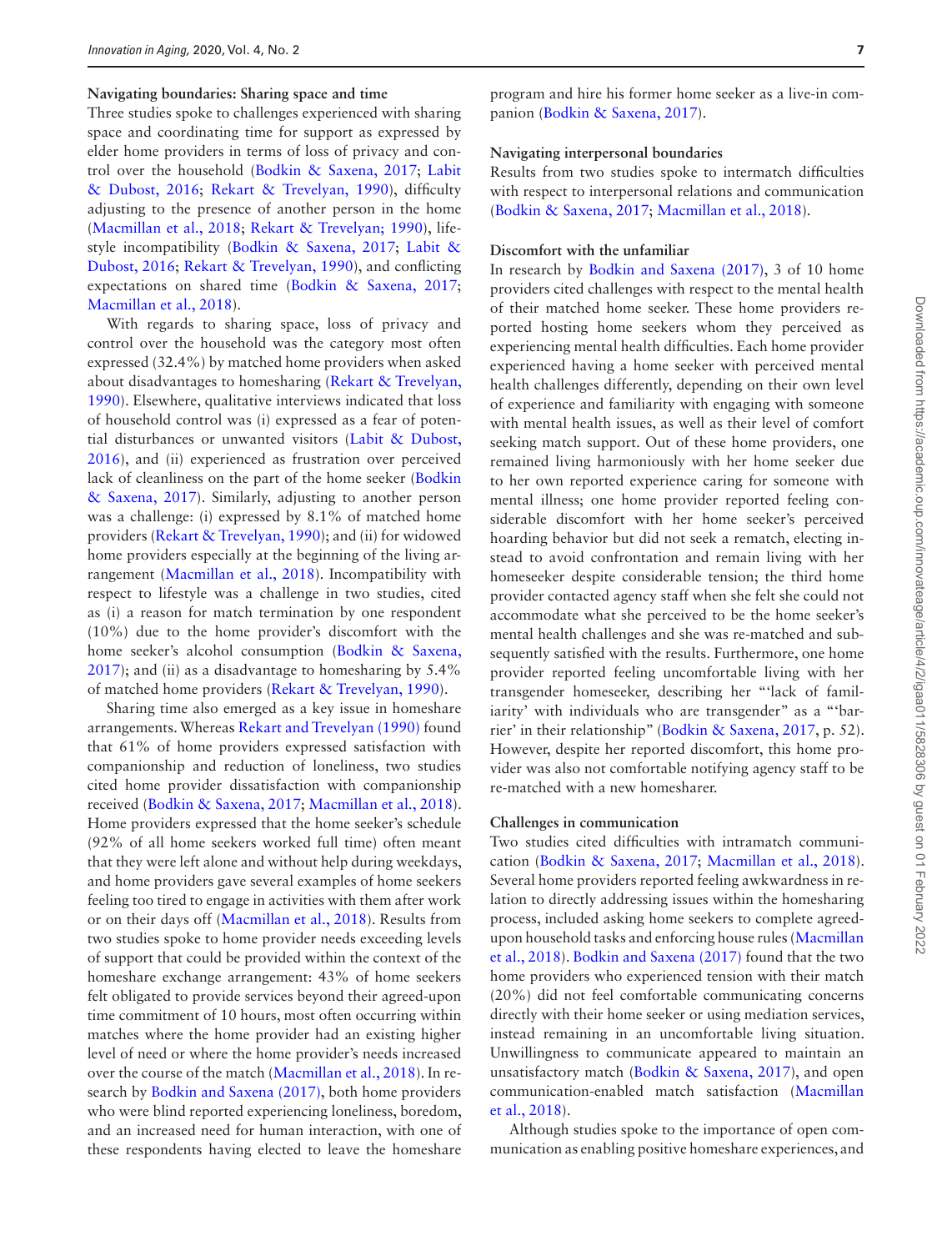**Navigating boundaries: Sharing space and time**

Three studies spoke to challenges experienced with sharing space and coordinating time for support as expressed by elder home providers in terms of loss of privacy and control over the household (Bodkin & Saxena, 2017; Labit & Dubost, 2016; Rekart & Trevelyan, 1990), difficulty adjusting to the presence of another person in the home (Macmillan et al., 2018; Rekart & Trevelyan; 1990), lifestyle incompatibility (Bodkin & Saxena, 2017; Labit & Dubost, 2016; Rekart & Trevelyan, 1990), and conflicting expectations on shared time (Bodkin & Saxena, 2017; Macmillan et al., 2018).

With regards to sharing space, loss of privacy and control over the household was the category most often expressed (32.4%) by matched home providers when asked about disadvantages to homesharing (Rekart & Trevelyan, 1990). Elsewhere, qualitative interviews indicated that loss of household control was (i) expressed as a fear of potential disturbances or unwanted visitors (Labit & Dubost, 2016), and (ii) experienced as frustration over perceived lack of cleanliness on the part of the home seeker (Bodkin & Saxena, 2017). Similarly, adjusting to another person was a challenge: (i) expressed by 8.1% of matched home providers (Rekart & Trevelyan, 1990); and (ii) for widowed home providers especially at the beginning of the living arrangement (Macmillan et al., 2018). Incompatibility with respect to lifestyle was a challenge in two studies, cited as (i) a reason for match termination by one respondent (10%) due to the home provider's discomfort with the home seeker's alcohol consumption (Bodkin & Saxena, 2017); and (ii) as a disadvantage to homesharing by 5.4% of matched home providers (Rekart & Trevelyan, 1990).

Sharing time also emerged as a key issue in homeshare arrangements. Whereas Rekart and Trevelyan (1990) found that 61% of home providers expressed satisfaction with companionship and reduction of loneliness, two studies cited home provider dissatisfaction with companionship received (Bodkin & Saxena, 2017; Macmillan et al., 2018). Home providers expressed that the home seeker's schedule (92% of all home seekers worked full time) often meant that they were left alone and without help during weekdays, and home providers gave several examples of home seekers feeling too tired to engage in activities with them after work or on their days off (Macmillan et al., 2018). Results from two studies spoke to home provider needs exceeding levels of support that could be provided within the context of the homeshare exchange arrangement: 43% of home seekers felt obligated to provide services beyond their agreed-upon time commitment of 10 hours, most often occurring within matches where the home provider had an existing higher level of need or where the home provider's needs increased over the course of the match (Macmillan et al., 2018). In research by Bodkin and Saxena (2017), both home providers who were blind reported experiencing loneliness, boredom, and an increased need for human interaction, with one of these respondents having elected to leave the homeshare program and hire his former home seeker as a live-in companion (Bodkin & Saxena, 2017).

**Navigating interpersonal boundaries**

Results from two studies spoke to intermatch difficulties with respect to interpersonal relations and communication (Bodkin & Saxena, 2017; Macmillan et al., 2018).

**Discomfort with the unfamiliar**

In research by Bodkin and Saxena (2017), 3 of 10 home providers cited challenges with respect to the mental health of their matched home seeker. These home providers reported hosting home seekers whom they perceived as experiencing mental health difficulties. Each home provider experienced having a home seeker with perceived mental health challenges differently, depending on their own level of experience and familiarity with engaging with someone with mental health issues, as well as their level of comfort seeking match support. Out of these home providers, one remained living harmoniously with her home seeker due to her own reported experience caring for someone with mental illness; one home provider reported feeling considerable discomfort with her home seeker's perceived hoarding behavior but did not seek a rematch, electing instead to avoid confrontation and remain living with her homeseeker despite considerable tension; the third home provider contacted agency staff when she felt she could not accommodate what she perceived to be the home seeker's mental health challenges and she was re-matched and subsequently satisfied with the results. Furthermore, one home provider reported feeling uncomfortable living with her transgender homeseeker, describing her "'lack of familiarity' with individuals who are transgender" as a "'barrier' in their relationship" (Bodkin & Saxena, 2017, p. 52). However, despite her reported discomfort, this home provider was also not comfortable notifying agency staff to be re-matched with a new homesharer.

**Challenges in communication**

Two studies cited difficulties with intramatch communication (Bodkin & Saxena, 2017; Macmillan et al., 2018). Several home providers reported feeling awkwardness in relation to directly addressing issues within the homesharing process, included asking home seekers to complete agreed-upon household tasks and enforcing house rules (Macmillan et al., 2018). Bodkin and Saxena (2017) found that the two home providers who experienced tension with their match (20%) did not feel comfortable communicating concerns directly with their home seeker or using mediation services, instead remaining in an uncomfortable living situation. Unwillingness to communicate appeared to maintain an unsatisfactory match (Bodkin & Saxena, 2017), and open communication-enabled match satisfaction (Macmillan et al., 2018).

Although studies spoke to the importance of open communication as enabling positive homeshare experiences, and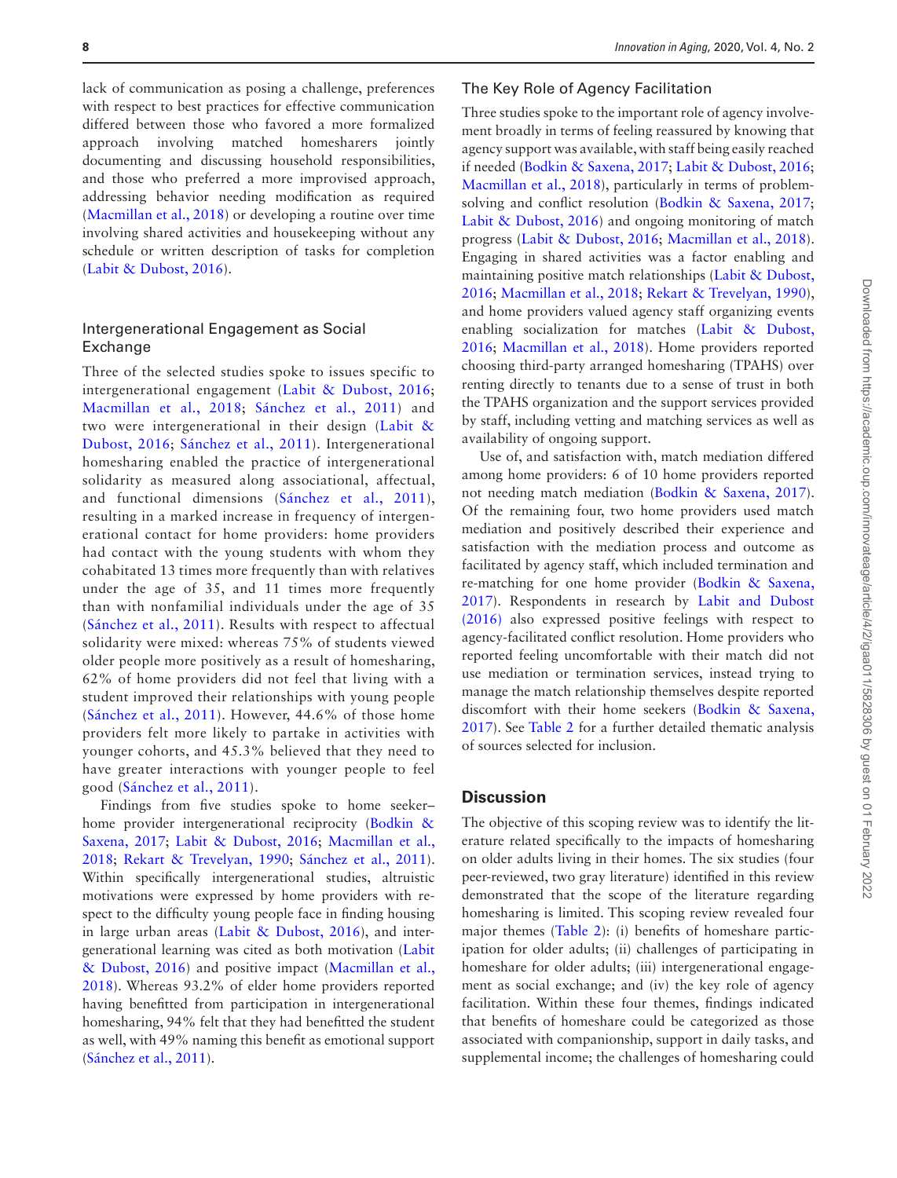lack of communication as posing a challenge, preferences with respect to best practices for effective communication differed between those who favored a more formalized approach involving matched homesharers jointly documenting and discussing household responsibilities, and those who preferred a more improvised approach, addressing behavior needing modification as required (Macmillan et al., 2018) or developing a routine over time involving shared activities and housekeeping without any schedule or written description of tasks for completion (Labit & Dubost, 2016).

### Intergenerational Engagement as Social Exchange

Three of the selected studies spoke to issues specific to intergenerational engagement (Labit & Dubost, 2016; Macmillan et al., 2018; Sánchez et al., 2011) and two were intergenerational in their design (Labit & Dubost, 2016; Sánchez et al., 2011). Intergenerational homesharing enabled the practice of intergenerational solidarity as measured along associational, affectual, and functional dimensions (Sánchez et al., 2011), resulting in a marked increase in frequency of intergenerational contact for home providers: home providers had contact with the young students with whom they cohabitated 13 times more frequently than with relatives under the age of 35, and 11 times more frequently than with nonfamilial individuals under the age of 35 (Sánchez et al., 2011). Results with respect to affectual solidarity were mixed: whereas 75% of students viewed older people more positively as a result of homesharing, 62% of home providers did not feel that living with a student improved their relationships with young people (Sánchez et al., 2011). However, 44.6% of those home providers felt more likely to partake in activities with younger cohorts, and 45.3% believed that they need to have greater interactions with younger people to feel good (Sánchez et al., 2011).

Findings from five studies spoke to home seeker–home provider intergenerational reciprocity (Bodkin & Saxena, 2017; Labit & Dubost, 2016; Macmillan et al., 2018; Rekart & Trevelyan, 1990; Sánchez et al., 2011). Within specifically intergenerational studies, altruistic motivations were expressed by home providers with respect to the difficulty young people face in finding housing in large urban areas (Labit & Dubost, 2016), and intergenerational learning was cited as both motivation (Labit & Dubost, 2016) and positive impact (Macmillan et al., 2018). Whereas 93.2% of elder home providers reported having benefitted from participation in intergenerational homesharing, 94% felt that they had benefitted the student as well, with 49% naming this benefit as emotional support (Sánchez et al., 2011).

### The Key Role of Agency Facilitation

Three studies spoke to the important role of agency involvement broadly in terms of feeling reassured by knowing that agency support was available, with staff being easily reached if needed (Bodkin & Saxena, 2017; Labit & Dubost, 2016; Macmillan et al., 2018), particularly in terms of problem-solving and conflict resolution (Bodkin & Saxena, 2017; Labit & Dubost, 2016) and ongoing monitoring of match progress (Labit & Dubost, 2016; Macmillan et al., 2018). Engaging in shared activities was a factor enabling and maintaining positive match relationships (Labit & Dubost, 2016; Macmillan et al., 2018; Rekart & Trevelyan, 1990), and home providers valued agency staff organizing events enabling socialization for matches (Labit & Dubost, 2016; Macmillan et al., 2018). Home providers reported choosing third-party arranged homesharing (TPAHS) over renting directly to tenants due to a sense of trust in both the TPAHS organization and the support services provided by staff, including vetting and matching services as well as availability of ongoing support.

Use of, and satisfaction with, match mediation differed among home providers: 6 of 10 home providers reported not needing match mediation (Bodkin & Saxena, 2017). Of the remaining four, two home providers used match mediation and positively described their experience and satisfaction with the mediation process and outcome as facilitated by agency staff, which included termination and re-matching for one home provider (Bodkin & Saxena, 2017). Respondents in research by Labit and Dubost (2016) also expressed positive feelings with respect to agency-facilitated conflict resolution. Home providers who reported feeling uncomfortable with their match did not use mediation or termination services, instead trying to manage the match relationship themselves despite reported discomfort with their home seekers (Bodkin & Saxena, 2017). See Table 2 for a further detailed thematic analysis of sources selected for inclusion.

## Discussion

The objective of this scoping review was to identify the literature related specifically to the impacts of homesharing on older adults living in their homes. The six studies (four peer-reviewed, two gray literature) identified in this review demonstrated that the scope of the literature regarding homesharing is limited. This scoping review revealed four major themes (Table 2): (i) benefits of homeshare participation for older adults; (ii) challenges of participating in homeshare for older adults; (iii) intergenerational engagement as social exchange; and (iv) the key role of agency facilitation. Within these four themes, findings indicated that benefits of homeshare could be categorized as those associated with companionship, support in daily tasks, and supplemental income; the challenges of homesharing could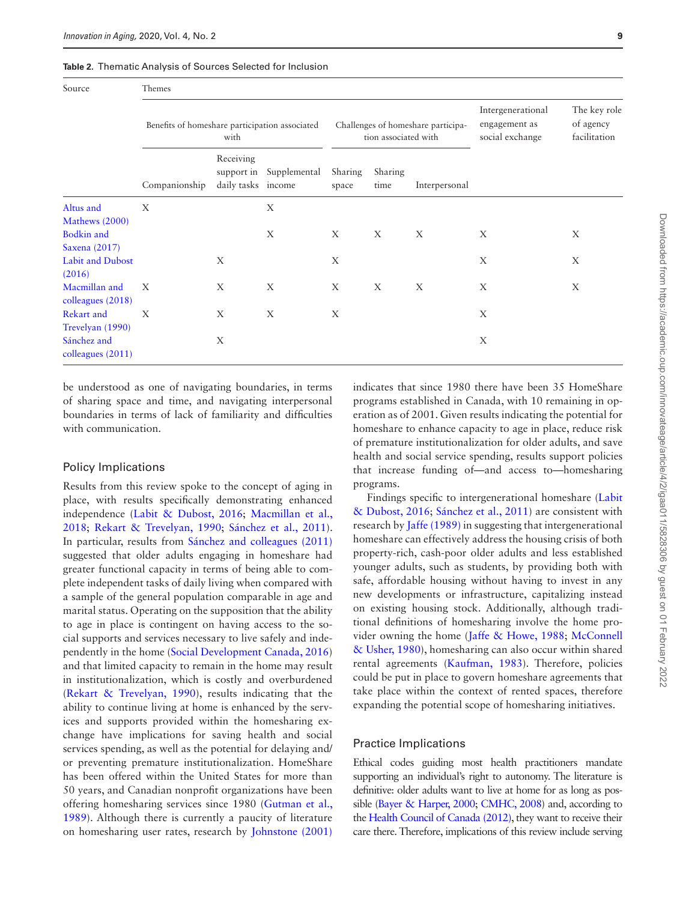**Table 2.** Thematic Analysis of Sources Selected for Inclusion

| Source | Themes | | | | | | | |
|---|---|---|---|---|---|---|---|---|
| | Benefits of homeshare participation associated with | | | Challenges of homeshare participation associated with | | | Intergenerational engagement as social exchange | The key role of agency facilitation |
| | Companionship | Receiving support in daily tasks | Supplemental income | Sharing space | Sharing time | Interpersonal | | |
| Altus and Mathews (2000) | X | | X | | | | | |
| Bodkin and Saxena (2017) | | | X | X | X | X | X | X |
| Labit and Dubost (2016) | | X | | X | | | X | X |
| Macmillan and colleagues (2018) | X | X | X | X | X | X | X | X |
| Rekart and Trevelyan (1990) | X | X | X | X | | | X | |
| Sánchez and colleagues (2011) | | X | | | | | X | |

be understood as one of navigating boundaries, in terms of sharing space and time, and navigating interpersonal boundaries in terms of lack of familiarity and difficulties with communication.

## Policy Implications

Results from this review spoke to the concept of aging in place, with results specifically demonstrating enhanced independence (Labit & Dubost, 2016; Macmillan et al., 2018; Rekart & Trevelyan, 1990; Sánchez et al., 2011). In particular, results from Sánchez and colleagues (2011) suggested that older adults engaging in homeshare had greater functional capacity in terms of being able to complete independent tasks of daily living when compared with a sample of the general population comparable in age and marital status. Operating on the supposition that the ability to age in place is contingent on having access to the social supports and services necessary to live safely and independently in the home (Social Development Canada, 2016) and that limited capacity to remain in the home may result in institutionalization, which is costly and overburdened (Rekart & Trevelyan, 1990), results indicating that the ability to continue living at home is enhanced by the services and supports provided within the homesharing exchange have implications for saving health and social services spending, as well as the potential for delaying and/or preventing premature institutionalization. HomeShare has been offered within the United States for more than 50 years, and Canadian nonprofit organizations have been offering homesharing services since 1980 (Gutman et al., 1989). Although there is currently a paucity of literature on homesharing user rates, research by Johnstone (2001) indicates that since 1980 there have been 35 HomeShare programs established in Canada, with 10 remaining in operation as of 2001. Given results indicating the potential for homeshare to enhance capacity to age in place, reduce risk of premature institutionalization for older adults, and save health and social service spending, results support policies that increase funding of—and access to—homesharing programs.

Findings specific to intergenerational homeshare (Labit & Dubost, 2016; Sánchez et al., 2011) are consistent with research by Jaffe (1989) in suggesting that intergenerational homeshare can effectively address the housing crisis of both property-rich, cash-poor older adults and less established younger adults, such as students, by providing both with safe, affordable housing without having to invest in any new developments or infrastructure, capitalizing instead on existing housing stock. Additionally, although traditional definitions of homesharing involve the home provider owning the home (Jaffe & Howe, 1988; McConnell & Usher, 1980), homesharing can also occur within shared rental agreements (Kaufman, 1983). Therefore, policies could be put in place to govern homeshare agreements that take place within the context of rented spaces, therefore expanding the potential scope of homesharing initiatives.

## Practice Implications

Ethical codes guiding most health practitioners mandate supporting an individual's right to autonomy. The literature is definitive: older adults want to live at home for as long as possible (Bayer & Harper, 2000; CMHC, 2008) and, according to the Health Council of Canada (2012), they want to receive their care there. Therefore, implications of this review include serving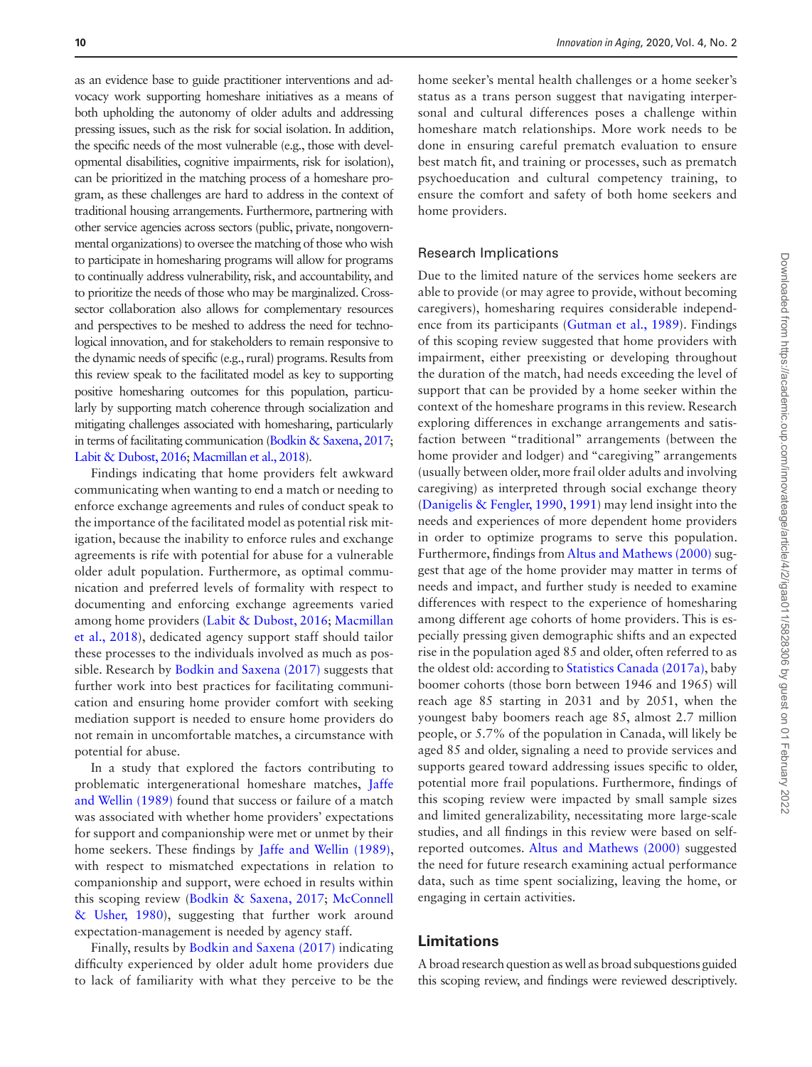as an evidence base to guide practitioner interventions and advocacy work supporting homeshare initiatives as a means of both upholding the autonomy of older adults and addressing pressing issues, such as the risk for social isolation. In addition, the specific needs of the most vulnerable (e.g., those with developmental disabilities, cognitive impairments, risk for isolation), can be prioritized in the matching process of a homeshare program, as these challenges are hard to address in the context of traditional housing arrangements. Furthermore, partnering with other service agencies across sectors (public, private, nongovernmental organizations) to oversee the matching of those who wish to participate in homesharing programs will allow for programs to continually address vulnerability, risk, and accountability, and to prioritize the needs of those who may be marginalized. Cross-sector collaboration also allows for complementary resources and perspectives to be meshed to address the need for technological innovation, and for stakeholders to remain responsive to the dynamic needs of specific (e.g., rural) programs. Results from this review speak to the facilitated model as key to supporting positive homesharing outcomes for this population, particularly by supporting match coherence through socialization and mitigating challenges associated with homesharing, particularly in terms of facilitating communication (Bodkin & Saxena, 2017; Labit & Dubost, 2016; Macmillan et al., 2018).

Findings indicating that home providers felt awkward communicating when wanting to end a match or needing to enforce exchange agreements and rules of conduct speak to the importance of the facilitated model as potential risk mitigation, because the inability to enforce rules and exchange agreements is rife with potential for abuse for a vulnerable older adult population. Furthermore, as optimal communication and preferred levels of formality with respect to documenting and enforcing exchange agreements varied among home providers (Labit & Dubost, 2016; Macmillan et al., 2018), dedicated agency support staff should tailor these processes to the individuals involved as much as possible. Research by Bodkin and Saxena (2017) suggests that further work into best practices for facilitating communication and ensuring home provider comfort with seeking mediation support is needed to ensure home providers do not remain in uncomfortable matches, a circumstance with potential for abuse.

In a study that explored the factors contributing to problematic intergenerational homeshare matches, Jaffe and Wellin (1989) found that success or failure of a match was associated with whether home providers' expectations for support and companionship were met or unmet by their home seekers. These findings by Jaffe and Wellin (1989), with respect to mismatched expectations in relation to companionship and support, were echoed in results within this scoping review (Bodkin & Saxena, 2017; McConnell & Usher, 1980), suggesting that further work around expectation-management is needed by agency staff.

Finally, results by Bodkin and Saxena (2017) indicating difficulty experienced by older adult home providers due to lack of familiarity with what they perceive to be the home seeker's mental health challenges or a home seeker's status as a trans person suggest that navigating interpersonal and cultural differences poses a challenge within homeshare match relationships. More work needs to be done in ensuring careful prematch evaluation to ensure best match fit, and training or processes, such as prematch psychoeducation and cultural competency training, to ensure the comfort and safety of both home seekers and home providers.

### Research Implications

Due to the limited nature of the services home seekers are able to provide (or may agree to provide, without becoming caregivers), homesharing requires considerable independence from its participants (Gutman et al., 1989). Findings of this scoping review suggested that home providers with impairment, either preexisting or developing throughout the duration of the match, had needs exceeding the level of support that can be provided by a home seeker within the context of the homeshare programs in this review. Research exploring differences in exchange arrangements and satisfaction between "traditional" arrangements (between the home provider and lodger) and "caregiving" arrangements (usually between older, more frail older adults and involving caregiving) as interpreted through social exchange theory (Danigelis & Fengler, 1990, 1991) may lend insight into the needs and experiences of more dependent home providers in order to optimize programs to serve this population. Furthermore, findings from Altus and Mathews (2000) suggest that age of the home provider may matter in terms of needs and impact, and further study is needed to examine differences with respect to the experience of homesharing among different age cohorts of home providers. This is especially pressing given demographic shifts and an expected rise in the population aged 85 and older, often referred to as the oldest old: according to Statistics Canada (2017a), baby boomer cohorts (those born between 1946 and 1965) will reach age 85 starting in 2031 and by 2051, when the youngest baby boomers reach age 85, almost 2.7 million people, or 5.7% of the population in Canada, will likely be aged 85 and older, signaling a need to provide services and supports geared toward addressing issues specific to older, potential more frail populations. Furthermore, findings of this scoping review were impacted by small sample sizes and limited generalizability, necessitating more large-scale studies, and all findings in this review were based on self-reported outcomes. Altus and Mathews (2000) suggested the need for future research examining actual performance data, such as time spent socializing, leaving the home, or engaging in certain activities.

## Limitations

A broad research question as well as broad subquestions guided this scoping review, and findings were reviewed descriptively.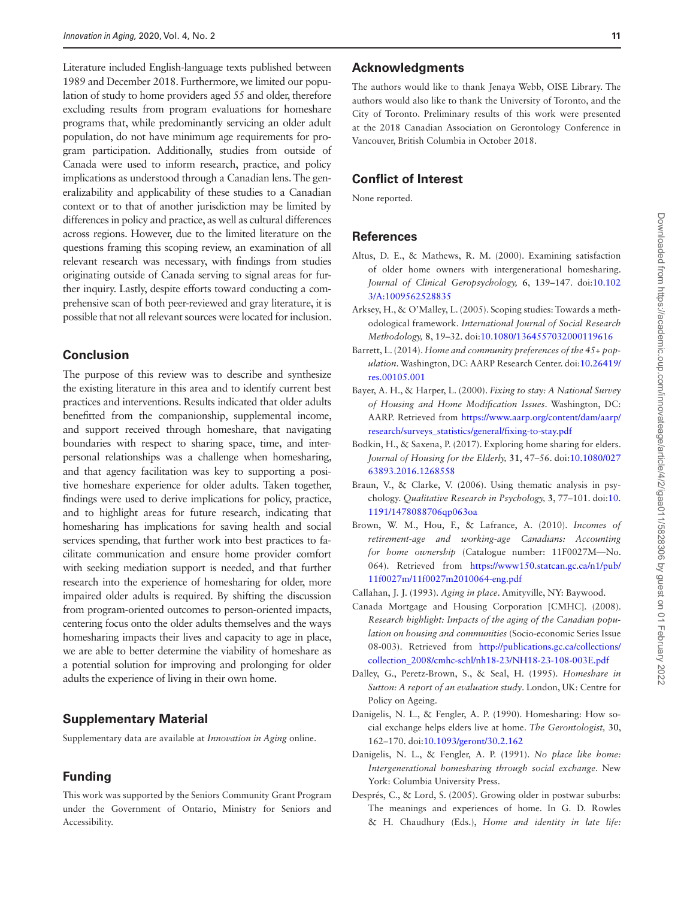Literature included English-language texts published between 1989 and December 2018. Furthermore, we limited our population of study to home providers aged 55 and older, therefore excluding results from program evaluations for homeshare programs that, while predominantly servicing an older adult population, do not have minimum age requirements for program participation. Additionally, studies from outside of Canada were used to inform research, practice, and policy implications as understood through a Canadian lens. The generalizability and applicability of these studies to a Canadian context or to that of another jurisdiction may be limited by differences in policy and practice, as well as cultural differences across regions. However, due to the limited literature on the questions framing this scoping review, an examination of all relevant research was necessary, with findings from studies originating outside of Canada serving to signal areas for further inquiry. Lastly, despite efforts toward conducting a comprehensive scan of both peer-reviewed and gray literature, it is possible that not all relevant sources were located for inclusion.

## Conclusion

The purpose of this review was to describe and synthesize the existing literature in this area and to identify current best practices and interventions. Results indicated that older adults benefitted from the companionship, supplemental income, and support received through homeshare, that navigating boundaries with respect to sharing space, time, and interpersonal relationships was a challenge when homesharing, and that agency facilitation was key to supporting a positive homeshare experience for older adults. Taken together, findings were used to derive implications for policy, practice, and to highlight areas for future research, indicating that homesharing has implications for saving health and social services spending, that further work into best practices to facilitate communication and ensure home provider comfort with seeking mediation support is needed, and that further research into the experience of homesharing for older, more impaired older adults is required. By shifting the discussion from program-oriented outcomes to person-oriented impacts, centering focus onto the older adults themselves and the ways homesharing impacts their lives and capacity to age in place, we are able to better determine the viability of homeshare as a potential solution for improving and prolonging for older adults the experience of living in their own home.

## Supplementary Material

Supplementary data are available at *Innovation in Aging* online.

## Funding

This work was supported by the Seniors Community Grant Program under the Government of Ontario, Ministry for Seniors and Accessibility.

## Acknowledgments

The authors would like to thank Jenaya Webb, OISE Library. The authors would also like to thank the University of Toronto, and the City of Toronto. Preliminary results of this work were presented at the 2018 Canadian Association on Gerontology Conference in Vancouver, British Columbia in October 2018.

## Conflict of Interest

None reported.

## References

Altus, D. E., & Mathews, R. M. (2000). Examining satisfaction of older home owners with intergenerational homesharing. *Journal of Clinical Geropsychology,* **6**, 139–147. doi:10.1023/A:1009562528835

Arksey, H., & O'Malley, L. (2005). Scoping studies: Towards a methodological framework. *International Journal of Social Research Methodology,* **8**, 19–32. doi:10.1080/1364557032000119616

Barrett, L. (2014). *Home and community preferences of the 45+ population*. Washington, DC: AARP Research Center. doi:10.26419/res.00105.001

Bayer, A. H., & Harper, L. (2000). *Fixing to stay: A National Survey of Housing and Home Modification Issues*. Washington, DC: AARP. Retrieved from https://www.aarp.org/content/dam/aarp/research/surveys_statistics/general/fixing-to-stay.pdf

Bodkin, H., & Saxena, P. (2017). Exploring home sharing for elders. *Journal of Housing for the Elderly,* **31**, 47–56. doi:10.1080/02763893.2016.1268558

Braun, V., & Clarke, V. (2006). Using thematic analysis in psychology. *Qualitative Research in Psychology,* **3**, 77–101. doi:10.1191/1478088706qp063oa

Brown, W. M., Hou, F., & Lafrance, A. (2010). *Incomes of retirement-age and working-age Canadians: Accounting for home ownership* (Catalogue number: 11F0027M—No. 064). Retrieved from https://www150.statcan.gc.ca/n1/pub/11f0027m/11f0027m2010064-eng.pdf

Callahan, J. J. (1993). *Aging in place*. Amityville, NY: Baywood.

Canada Mortgage and Housing Corporation [CMHC]. (2008). *Research highlight: Impacts of the aging of the Canadian population on housing and communities* (Socio-economic Series Issue 08-003). Retrieved from http://publications.gc.ca/collections/collection_2008/cmhc-schl/nh18-23/NH18-23-108-003E.pdf

Dalley, G., Peretz-Brown, S., & Seal, H. (1995). *Homeshare in Sutton: A report of an evaluation study*. London, UK: Centre for Policy on Ageing.

Danigelis, N. L., & Fengler, A. P. (1990). Homesharing: How social exchange helps elders live at home. *The Gerontologist,* **30**, 162–170. doi:10.1093/geront/30.2.162

Danigelis, N. L., & Fengler, A. P. (1991). *No place like home: Intergenerational homesharing through social exchange*. New York: Columbia University Press.

Després, C., & Lord, S. (2005). Growing older in postwar suburbs: The meanings and experiences of home. In G. D. Rowles & H. Chaudhury (Eds.), *Home and identity in late life:*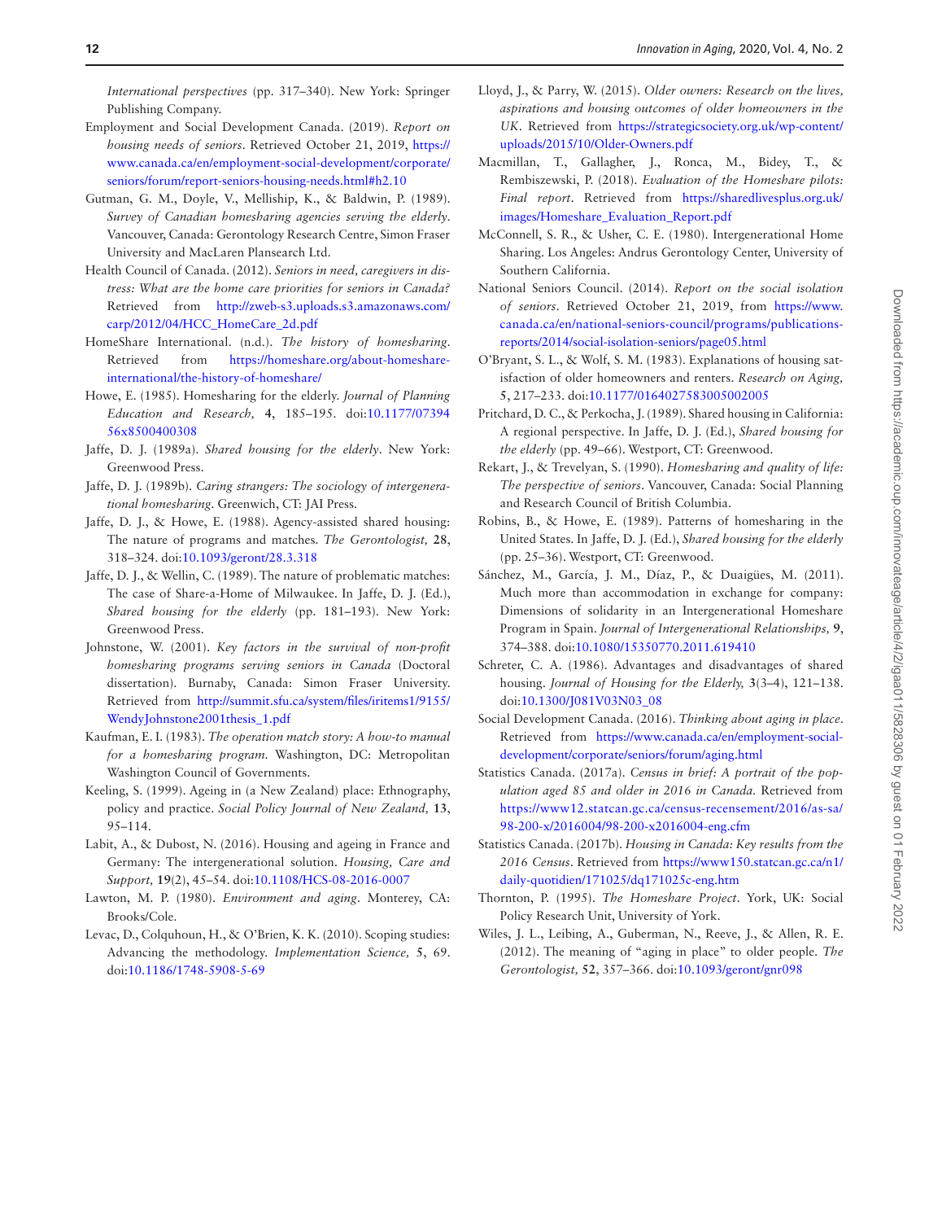*International perspectives* (pp. 317–340). New York: Springer Publishing Company.

Employment and Social Development Canada. (2019). *Report on housing needs of seniors*. Retrieved October 21, 2019, https://www.canada.ca/en/employment-social-development/corporate/seniors/forum/report-seniors-housing-needs.html#h2.10

Gutman, G. M., Doyle, V., Melliship, K., & Baldwin, P. (1989). *Survey of Canadian homesharing agencies serving the elderly*. Vancouver, Canada: Gerontology Research Centre, Simon Fraser University and MacLaren Plansearch Ltd.

Health Council of Canada. (2012). *Seniors in need, caregivers in distress: What are the home care priorities for seniors in Canada?* Retrieved from http://zweb-s3.uploads.s3.amazonaws.com/carp/2012/04/HCC_HomeCare_2d.pdf

HomeShare International. (n.d.). *The history of homesharing*. Retrieved from https://homeshare.org/about-homeshare-international/the-history-of-homeshare/

Howe, E. (1985). Homesharing for the elderly. *Journal of Planning Education and Research,* **4**, 185–195. doi:10.1177/0739456x8500400308

Jaffe, D. J. (1989a). *Shared housing for the elderly*. New York: Greenwood Press.

Jaffe, D. J. (1989b). *Caring strangers: The sociology of intergenerational homesharing*. Greenwich, CT: JAI Press.

Jaffe, D. J., & Howe, E. (1988). Agency-assisted shared housing: The nature of programs and matches. *The Gerontologist,* **28**, 318–324. doi:10.1093/geront/28.3.318

Jaffe, D. J., & Wellin, C. (1989). The nature of problematic matches: The case of Share-a-Home of Milwaukee. In Jaffe, D. J. (Ed.), *Shared housing for the elderly* (pp. 181–193). New York: Greenwood Press.

Johnstone, W. (2001). *Key factors in the survival of non-profit homesharing programs serving seniors in Canada* (Doctoral dissertation). Burnaby, Canada: Simon Fraser University. Retrieved from http://summit.sfu.ca/system/files/iritems1/9155/WendyJohnstone2001thesis_1.pdf

Kaufman, E. I. (1983). *The operation match story: A how-to manual for a homesharing program.* Washington, DC: Metropolitan Washington Council of Governments.

Keeling, S. (1999). Ageing in (a New Zealand) place: Ethnography, policy and practice. *Social Policy Journal of New Zealand,* **13**, 95–114.

Labit, A., & Dubost, N. (2016). Housing and ageing in France and Germany: The intergenerational solution. *Housing, Care and Support,* **19**(2), 45–54. doi:10.1108/HCS-08-2016-0007

Lawton, M. P. (1980). *Environment and aging*. Monterey, CA: Brooks/Cole.

Levac, D., Colquhoun, H., & O'Brien, K. K. (2010). Scoping studies: Advancing the methodology. *Implementation Science,* **5**, 69. doi:10.1186/1748-5908-5-69

Lloyd, J., & Parry, W. (2015). *Older owners: Research on the lives, aspirations and housing outcomes of older homeowners in the UK*. Retrieved from https://strategicsociety.org.uk/wp-content/uploads/2015/10/Older-Owners.pdf

Macmillan, T., Gallagher, J., Ronca, M., Bidey, T., & Rembiszewski, P. (2018). *Evaluation of the Homeshare pilots: Final report*. Retrieved from https://sharedlivesplus.org.uk/images/Homeshare_Evaluation_Report.pdf

McConnell, S. R., & Usher, C. E. (1980). Intergenerational Home Sharing. Los Angeles: Andrus Gerontology Center, University of Southern California.

National Seniors Council. (2014). *Report on the social isolation of seniors*. Retrieved October 21, 2019, from https://www.canada.ca/en/national-seniors-council/programs/publications-reports/2014/social-isolation-seniors/page05.html

O'Bryant, S. L., & Wolf, S. M. (1983). Explanations of housing satisfaction of older homeowners and renters. *Research on Aging,* **5**, 217–233. doi:10.1177/0164027583005002005

Pritchard, D. C., & Perkocha, J. (1989). Shared housing in California: A regional perspective. In Jaffe, D. J. (Ed.), *Shared housing for the elderly* (pp. 49–66). Westport, CT: Greenwood.

Rekart, J., & Trevelyan, S. (1990). *Homesharing and quality of life: The perspective of seniors*. Vancouver, Canada: Social Planning and Research Council of British Columbia.

Robins, B., & Howe, E. (1989). Patterns of homesharing in the United States. In Jaffe, D. J. (Ed.), *Shared housing for the elderly* (pp. 25–36). Westport, CT: Greenwood.

Sánchez, M., García, J. M., Díaz, P., & Duaigües, M. (2011). Much more than accommodation in exchange for company: Dimensions of solidarity in an Intergenerational Homeshare Program in Spain. *Journal of Intergenerational Relationships,* **9**, 374–388. doi:10.1080/15350770.2011.619410

Schreter, C. A. (1986). Advantages and disadvantages of shared housing. *Journal of Housing for the Elderly,* **3**(3–4), 121–138. doi:10.1300/J081V03N03_08

Social Development Canada. (2016). *Thinking about aging in place*. Retrieved from https://www.canada.ca/en/employment-social-development/corporate/seniors/forum/aging.html

Statistics Canada. (2017a). *Census in brief: A portrait of the population aged 85 and older in 2016 in Canada.* Retrieved from https://www12.statcan.gc.ca/census-recensement/2016/as-sa/98-200-x/2016004/98-200-x2016004-eng.cfm

Statistics Canada. (2017b). *Housing in Canada: Key results from the 2016 Census*. Retrieved from https://www150.statcan.gc.ca/n1/daily-quotidien/171025/dq171025c-eng.htm

Thornton, P. (1995). *The Homeshare Project*. York, UK: Social Policy Research Unit, University of York.

Wiles, J. L., Leibing, A., Guberman, N., Reeve, J., & Allen, R. E. (2012). The meaning of "aging in place" to older people. *The Gerontologist,* **52**, 357–366. doi:10.1093/geront/gnr098